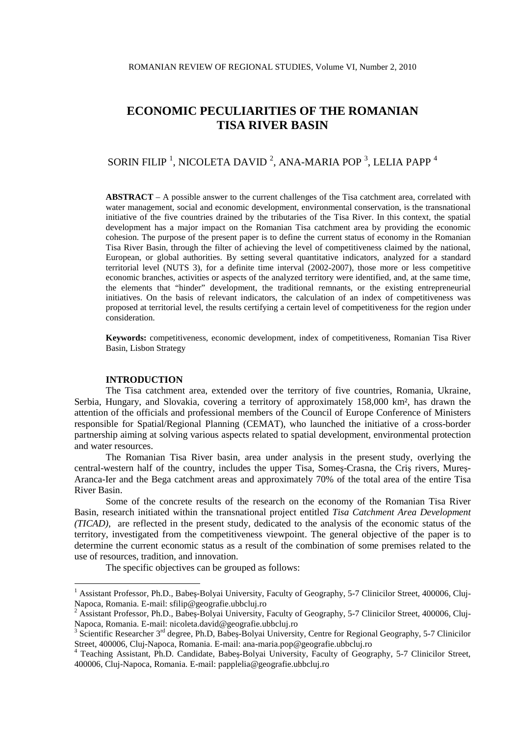# ECONOMIC PECULIARITIES OF THE ROMANIAN TISA RIVER BASIN

SORIN FILIP [1], NICOLETA DAVID [2], ANA-MARIA POP [3], LELIA PAPP [4]

**ABSTRACT** – A possible answer to the current challenges of the Tisa catchment area, correlated with water management, social and economic development, environmental conservation, is the transnational initiative of the five countries drained by the tributaries of the Tisa River. In this context, the spatial development has a major impact on the Romanian Tisa catchment area by providing the economic cohesion. The purpose of the present paper is to define the current status of economy in the Romanian Tisa River Basin, through the filter of achieving the level of competitiveness claimed by the national, European, or global authorities. By setting several quantitative indicators, analyzed for a standard territorial level (NUTS 3), for a definite time interval (2002-2007), those more or less competitive economic branches, activities or aspects of the analyzed territory were identified, and, at the same time, the elements that "hinder" development, the traditional remnants, or the existing entrepreneurial initiatives. On the basis of relevant indicators, the calculation of an index of competitiveness was proposed at territorial level, the results certifying a certain level of competitiveness for the region under consideration.

**Keywords:** competitiveness, economic development, index of competitiveness, Romanian Tisa River Basin, Lisbon Strategy

## INTRODUCTION

The Tisa catchment area, extended over the territory of five countries, Romania, Ukraine, Serbia, Hungary, and Slovakia, covering a territory of approximately 158,000 km², has drawn the attention of the officials and professional members of the Council of Europe Conference of Ministers responsible for Spatial/Regional Planning (CEMAT), who launched the initiative of a cross-border partnership aiming at solving various aspects related to spatial development, environmental protection and water resources.

The Romanian Tisa River basin, area under analysis in the present study, overlying the central-western half of the country, includes the upper Tisa, Someş-Crasna, the Criş rivers, Mureş-Aranca-Ier and the Bega catchment areas and approximately 70% of the total area of the entire Tisa River Basin.

Some of the concrete results of the research on the economy of the Romanian Tisa River Basin, research initiated within the transnational project entitled *Tisa Catchment Area Development (TICAD)*, are reflected in the present study, dedicated to the analysis of the economic status of the territory, investigated from the competitiveness viewpoint. The general objective of the paper is to determine the current economic status as a result of the combination of some premises related to the use of resources, tradition, and innovation.

The specific objectives can be grouped as follows:

---

[1] Assistant Professor, Ph.D., Babeş-Bolyai University, Faculty of Geography, 5-7 Clinicilor Street, 400006, Cluj-Napoca, Romania. E-mail: sfilip@geografie.ubbcluj.ro

[2] Assistant Professor, Ph.D., Babeş-Bolyai University, Faculty of Geography, 5-7 Clinicilor Street, 400006, Cluj-Napoca, Romania. E-mail: nicoleta.david@geografie.ubbcluj.ro

[3] Scientific Researcher 3rd degree, Ph.D, Babeş-Bolyai University, Centre for Regional Geography, 5-7 Clinicilor Street, 400006, Cluj-Napoca, Romania. E-mail: ana-maria.pop@geografie.ubbcluj.ro

[4] Teaching Assistant, Ph.D. Candidate, Babeş-Bolyai University, Faculty of Geography, 5-7 Clinicilor Street, 400006, Cluj-Napoca, Romania. E-mail: papplelia@geografie.ubbcluj.ro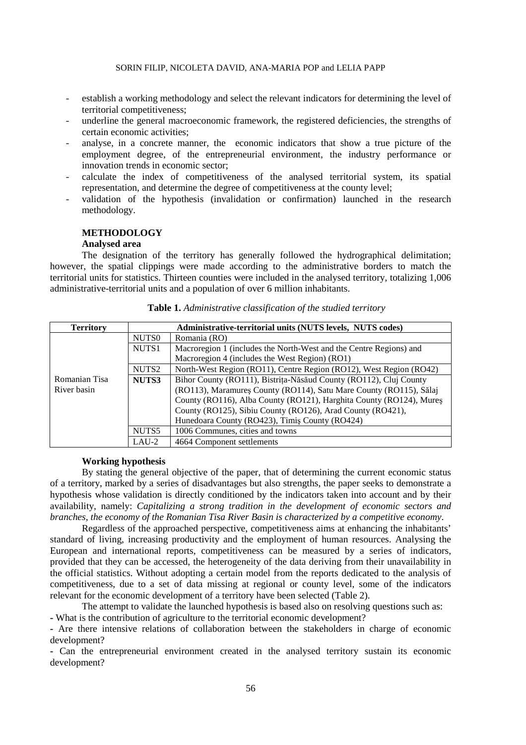- establish a working methodology and select the relevant indicators for determining the level of territorial competitiveness;
- underline the general macroeconomic framework, the registered deficiencies, the strengths of certain economic activities;
- analyse, in a concrete manner, the economic indicators that show a true picture of the employment degree, of the entrepreneurial environment, the industry performance or innovation trends in economic sector;
- calculate the index of competitiveness of the analysed territorial system, its spatial representation, and determine the degree of competitiveness at the county level;
- validation of the hypothesis (invalidation or confirmation) launched in the research methodology.

## METHODOLOGY

### Analysed area

The designation of the territory has generally followed the hydrographical delimitation; however, the spatial clippings were made according to the administrative borders to match the territorial units for statistics. Thirteen counties were included in the analysed territory, totalizing 1,006 administrative-territorial units and a population of over 6 million inhabitants.

**Table 1.** *Administrative classification of the studied territory*

| Territory | Administrative-territorial units (NUTS levels, NUTS codes) | |
|---|---|---|
| Romanian Tisa River basin | NUTS0 | Romania (RO) |
| | NUTS1 | Macroregion 1 (includes the North-West and the Centre Regions) and Macroregion 4 (includes the West Region) (RO1) |
| | NUTS2 | North-West Region (RO11), Centre Region (RO12), West Region (RO42) |
| | **NUTS3** | Bihor County (RO111), Bistrița-Năsăud County (RO112), Cluj County (RO113), Maramureș County (RO114), Satu Mare County (RO115), Sălaj County (RO116), Alba County (RO121), Harghita County (RO124), Mureș County (RO125), Sibiu County (RO126), Arad County (RO421), Hunedoara County (RO423), Timiș County (RO424) |
| | NUTS5 | 1006 Communes, cities and towns |
| | LAU-2 | 4664 Component settlements |

### Working hypothesis

By stating the general objective of the paper, that of determining the current economic status of a territory, marked by a series of disadvantages but also strengths, the paper seeks to demonstrate a hypothesis whose validation is directly conditioned by the indicators taken into account and by their availability, namely: *Capitalizing a strong tradition in the development of economic sectors and branches, the economy of the Romanian Tisa River Basin is characterized by a competitive economy*.

Regardless of the approached perspective, competitiveness aims at enhancing the inhabitants' standard of living, increasing productivity and the employment of human resources. Analysing the European and international reports, competitiveness can be measured by a series of indicators, provided that they can be accessed, the heterogeneity of the data deriving from their unavailability in the official statistics. Without adopting a certain model from the reports dedicated to the analysis of competitiveness, due to a set of data missing at regional or county level, some of the indicators relevant for the economic development of a territory have been selected (Table 2).

The attempt to validate the launched hypothesis is based also on resolving questions such as:

- What is the contribution of agriculture to the territorial economic development?
- Are there intensive relations of collaboration between the stakeholders in charge of economic development?
- Can the entrepreneurial environment created in the analysed territory sustain its economic development?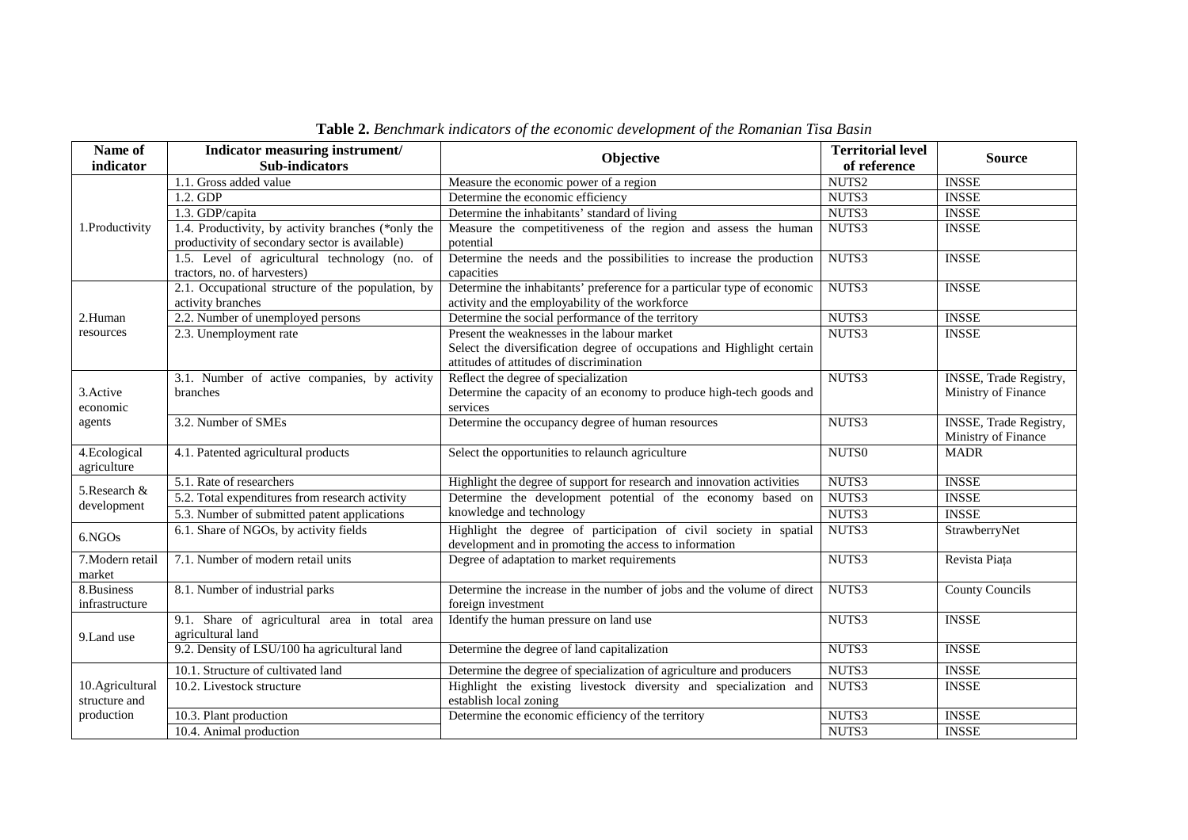**Table 2.** *Benchmark indicators of the economic development of the Romanian Tisa Basin*

| Name of indicator | Indicator measuring instrument/ Sub-indicators | Objective | Territorial level of reference | Source |
|---|---|---|---|---|
| 1.Productivity | 1.1. Gross added value | Measure the economic power of a region | NUTS2 | INSSE |
| | 1.2. GDP | Determine the economic efficiency | NUTS3 | INSSE |
| | 1.3. GDP/capita | Determine the inhabitants' standard of living | NUTS3 | INSSE |
| | 1.4. Productivity, by activity branches (*only the productivity of secondary sector is available) | Measure the competitiveness of the region and assess the human potential | NUTS3 | INSSE |
| | 1.5. Level of agricultural technology (no. of tractors, no. of harvesters) | Determine the needs and the possibilities to increase the production capacities | NUTS3 | INSSE |
| 2.Human resources | 2.1. Occupational structure of the population, by activity branches | Determine the inhabitants' preference for a particular type of economic activity and the employability of the workforce | NUTS3 | INSSE |
| | 2.2. Number of unemployed persons | Determine the social performance of the territory | NUTS3 | INSSE |
| | 2.3. Unemployment rate | Present the weaknesses in the labour market<br>Select the diversification degree of occupations and Highlight certain attitudes of attitudes of discrimination | NUTS3 | INSSE |
| 3.Active economic agents | 3.1. Number of active companies, by activity branches | Reflect the degree of specialization<br>Determine the capacity of an economy to produce high-tech goods and services | NUTS3 | INSSE, Trade Registry, Ministry of Finance |
| | 3.2. Number of SMEs | Determine the occupancy degree of human resources | NUTS3 | INSSE, Trade Registry, Ministry of Finance |
| 4.Ecological agriculture | 4.1. Patented agricultural products | Select the opportunities to relaunch agriculture | NUTS0 | MADR |
| 5.Research & development | 5.1. Rate of researchers | Highlight the degree of support for research and innovation activities | NUTS3 | INSSE |
| | 5.2. Total expenditures from research activity | Determine the development potential of the economy based on knowledge and technology | NUTS3 | INSSE |
| | 5.3. Number of submitted patent applications | | NUTS3 | INSSE |
| 6.NGOs | 6.1. Share of NGOs, by activity fields | Highlight the degree of participation of civil society in spatial development and in promoting the access to information | NUTS3 | StrawberryNet |
| 7.Modern retail market | 7.1. Number of modern retail units | Degree of adaptation to market requirements | NUTS3 | Revista Piața |
| 8.Business infrastructure | 8.1. Number of industrial parks | Determine the increase in the number of jobs and the volume of direct foreign investment | NUTS3 | County Councils |
| 9.Land use | 9.1. Share of agricultural area in total area agricultural land | Identify the human pressure on land use | NUTS3 | INSSE |
| | 9.2. Density of LSU/100 ha agricultural land | Determine the degree of land capitalization | NUTS3 | INSSE |
| 10.Agricultural structure and production | 10.1. Structure of cultivated land | Determine the degree of specialization of agriculture and producers | NUTS3 | INSSE |
| | 10.2. Livestock structure | Highlight the existing livestock diversity and specialization and establish local zoning | NUTS3 | INSSE |
| | 10.3. Plant production | Determine the economic efficiency of the territory | NUTS3 | INSSE |
| | 10.4. Animal production | | NUTS3 | INSSE |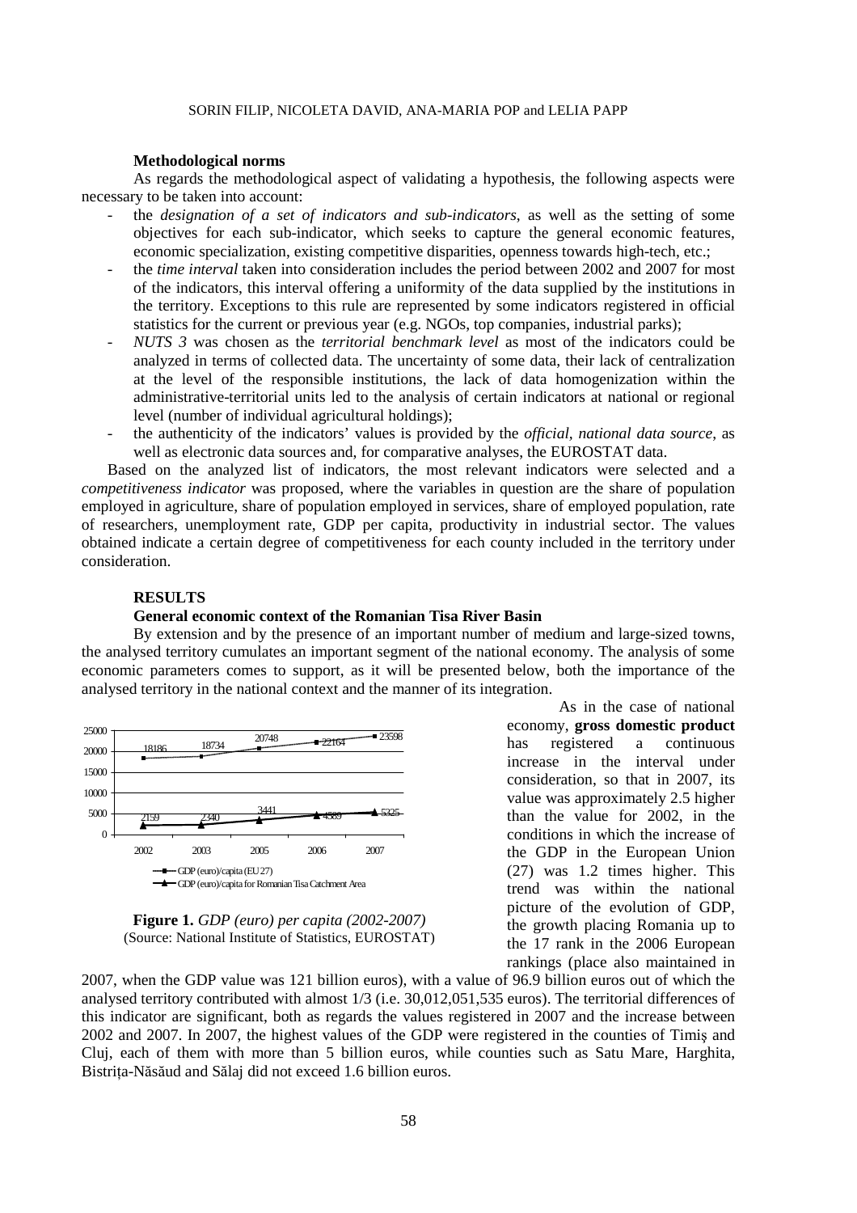**Methodological norms**

As regards the methodological aspect of validating a hypothesis, the following aspects were necessary to be taken into account:

- the *designation of a set of indicators and sub-indicators*, as well as the setting of some objectives for each sub-indicator, which seeks to capture the general economic features, economic specialization, existing competitive disparities, openness towards high-tech, etc.;
- the *time interval* taken into consideration includes the period between 2002 and 2007 for most of the indicators, this interval offering a uniformity of the data supplied by the institutions in the territory. Exceptions to this rule are represented by some indicators registered in official statistics for the current or previous year (e.g. NGOs, top companies, industrial parks);
- *NUTS 3* was chosen as the *territorial benchmark level* as most of the indicators could be analyzed in terms of collected data. The uncertainty of some data, their lack of centralization at the level of the responsible institutions, the lack of data homogenization within the administrative-territorial units led to the analysis of certain indicators at national or regional level (number of individual agricultural holdings);
- the authenticity of the indicators' values is provided by the *official, national data source*, as well as electronic data sources and, for comparative analyses, the EUROSTAT data.

Based on the analyzed list of indicators, the most relevant indicators were selected and a *competitiveness indicator* was proposed, where the variables in question are the share of population employed in agriculture, share of population employed in services, share of employed population, rate of researchers, unemployment rate, GDP per capita, productivity in industrial sector. The values obtained indicate a certain degree of competitiveness for each county included in the territory under consideration.

**RESULTS**

**General economic context of the Romanian Tisa River Basin**

By extension and by the presence of an important number of medium and large-sized towns, the analysed territory cumulates an important segment of the national economy. The analysis of some economic parameters comes to support, as it will be presented below, both the importance of the analysed territory in the national context and the manner of its integration.

| Year | GDP (euro)/capita (EU27) | GDP (euro)/capita for Romanian Tisa Catchment Area |
|---|---|---|
| 2002 | 18186 | 2159 |
| 2003 | 18734 | 2340 |
| 2005 | 20748 | 3441 |
| 2006 | 22164 | 4589 |
| 2007 | 23598 | 5325 |

**Figure 1.** *GDP (euro) per capita (2002-2007)*
(Source: National Institute of Statistics, EUROSTAT)

As in the case of national economy, **gross domestic product** has registered a continuous increase in the interval under consideration, so that in 2007, its value was approximately 2.5 higher than the value for 2002, in the conditions in which the increase of the GDP in the European Union (27) was 1.2 times higher. This trend was within the national picture of the evolution of GDP, the growth placing Romania up to the 17 rank in the 2006 European rankings (place also maintained in 2007, when the GDP value was 121 billion euros), with a value of 96.9 billion euros out of which the analysed territory contributed with almost 1/3 (i.e. 30,012,051,535 euros). The territorial differences of this indicator are significant, both as regards the values registered in 2007 and the increase between 2002 and 2007. In 2007, the highest values of the GDP were registered in the counties of Timiș and Cluj, each of them with more than 5 billion euros, while counties such as Satu Mare, Harghita, Bistrița-Năsăud and Sălaj did not exceed 1.6 billion euros.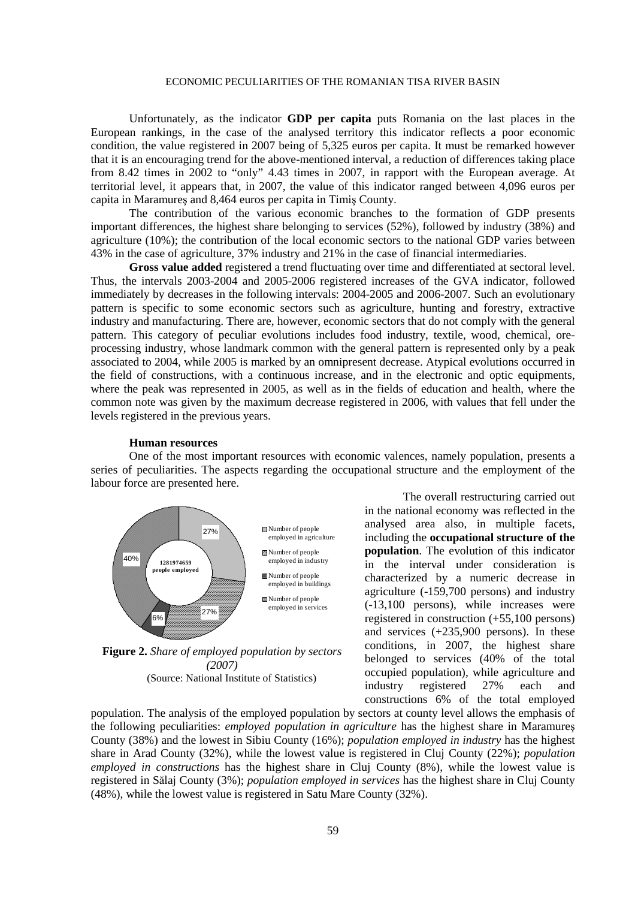Unfortunately, as the indicator **GDP per capita** puts Romania on the last places in the European rankings, in the case of the analysed territory this indicator reflects a poor economic condition, the value registered in 2007 being of 5,325 euros per capita. It must be remarked however that it is an encouraging trend for the above-mentioned interval, a reduction of differences taking place from 8.42 times in 2002 to "only" 4.43 times in 2007, in rapport with the European average. At territorial level, it appears that, in 2007, the value of this indicator ranged between 4,096 euros per capita in Maramureş and 8,464 euros per capita in Timiş County.

The contribution of the various economic branches to the formation of GDP presents important differences, the highest share belonging to services (52%), followed by industry (38%) and agriculture (10%); the contribution of the local economic sectors to the national GDP varies between 43% in the case of agriculture, 37% industry and 21% in the case of financial intermediaries.

**Gross value added** registered a trend fluctuating over time and differentiated at sectoral level. Thus, the intervals 2003-2004 and 2005-2006 registered increases of the GVA indicator, followed immediately by decreases in the following intervals: 2004-2005 and 2006-2007. Such an evolutionary pattern is specific to some economic sectors such as agriculture, hunting and forestry, extractive industry and manufacturing. There are, however, economic sectors that do not comply with the general pattern. This category of peculiar evolutions includes food industry, textile, wood, chemical, ore-processing industry, whose landmark common with the general pattern is represented only by a peak associated to 2004, while 2005 is marked by an omnipresent decrease. Atypical evolutions occurred in the field of constructions, with a continuous increase, and in the electronic and optic equipments, where the peak was represented in 2005, as well as in the fields of education and health, where the common note was given by the maximum decrease registered in 2006, with values that fell under the levels registered in the previous years.

**Human resources**

One of the most important resources with economic valences, namely population, presents a series of peculiarities. The aspects regarding the occupational structure and the employment of the labour force are presented here.

**Figure 2.** *Share of employed population by sectors (2007)*
(Source: National Institute of Statistics)

The overall restructuring carried out in the national economy was reflected in the analysed area also, in multiple facets, including the **occupational structure of the population**. The evolution of this indicator in the interval under consideration is characterized by a numeric decrease in agriculture (-159,700 persons) and industry (-13,100 persons), while increases were registered in construction (+55,100 persons) and services (+235,900 persons). In these conditions, in 2007, the highest share belonged to services (40% of the total occupied population), while agriculture and industry registered 27% each and constructions 6% of the total employed population. The analysis of the employed population by sectors at county level allows the emphasis of the following peculiarities: *employed population in agriculture* has the highest share in Maramureş County (38%) and the lowest in Sibiu County (16%); *population employed in industry* has the highest share in Arad County (32%), while the lowest value is registered in Cluj County (22%); *population employed in constructions* has the highest share in Cluj County (8%), while the lowest value is registered in Sălaj County (3%); *population employed in services* has the highest share in Cluj County (48%), while the lowest value is registered in Satu Mare County (32%).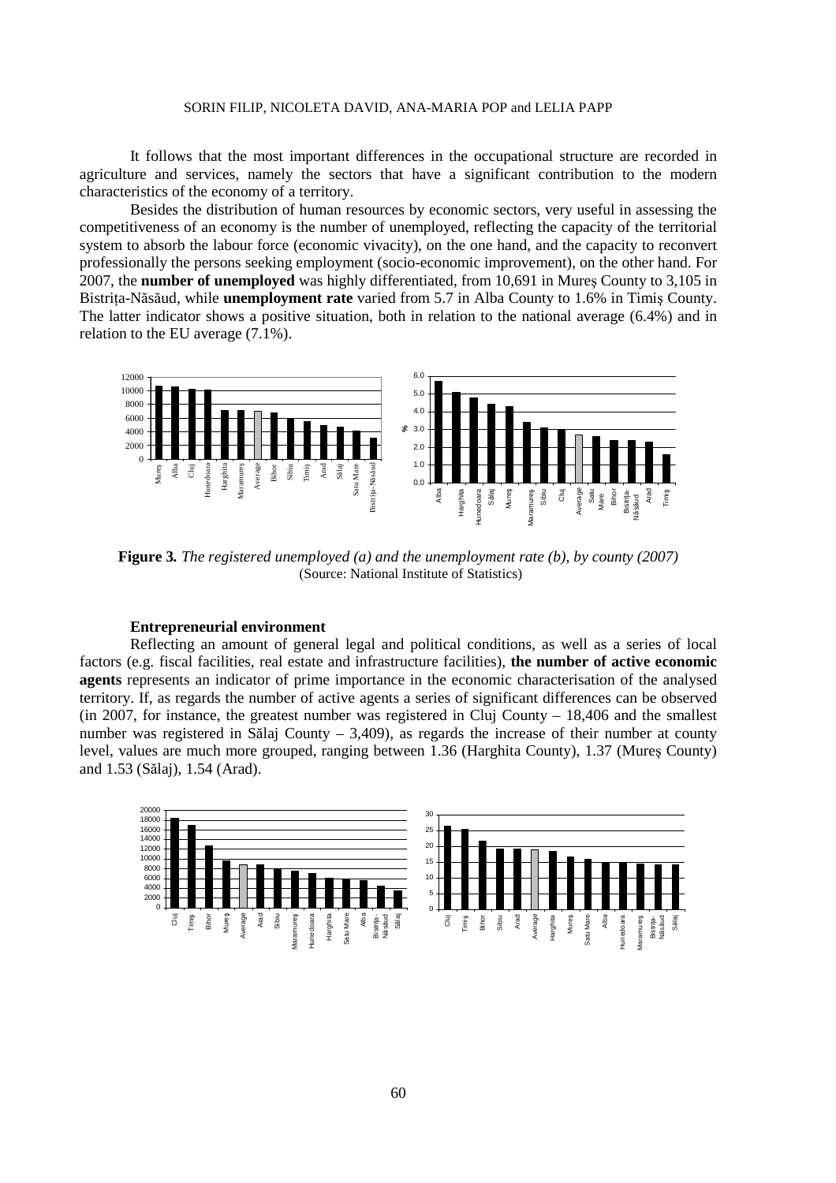It follows that the most important differences in the occupational structure are recorded in agriculture and services, namely the sectors that have a significant contribution to the modern characteristics of the economy of a territory.

Besides the distribution of human resources by economic sectors, very useful in assessing the competitiveness of an economy is the number of unemployed, reflecting the capacity of the territorial system to absorb the labour force (economic vivacity), on the one hand, and the capacity to reconvert professionally the persons seeking employment (socio-economic improvement), on the other hand. For 2007, the **number of unemployed** was highly differentiated, from 10,691 in Mureş County to 3,105 in Bistrița-Năsăud, while **unemployment rate** varied from 5.7 in Alba County to 1.6% in Timiş County. The latter indicator shows a positive situation, both in relation to the national average (6.4%) and in relation to the EU average (7.1%).

**Figure 3.** *The registered unemployed (a) and the unemployment rate (b), by county (2007)*
(Source: National Institute of Statistics)

**Entrepreneurial environment**

Reflecting an amount of general legal and political conditions, as well as a series of local factors (e.g. fiscal facilities, real estate and infrastructure facilities), **the number of active economic agents** represents an indicator of prime importance in the economic characterisation of the analysed territory. If, as regards the number of active agents a series of significant differences can be observed (in 2007, for instance, the greatest number was registered in Cluj County – 18,406 and the smallest number was registered in Sălaj County – 3,409), as regards the increase of their number at county level, values are much more grouped, ranging between 1.36 (Harghita County), 1.37 (Mureş County) and 1.53 (Sălaj), 1.54 (Arad).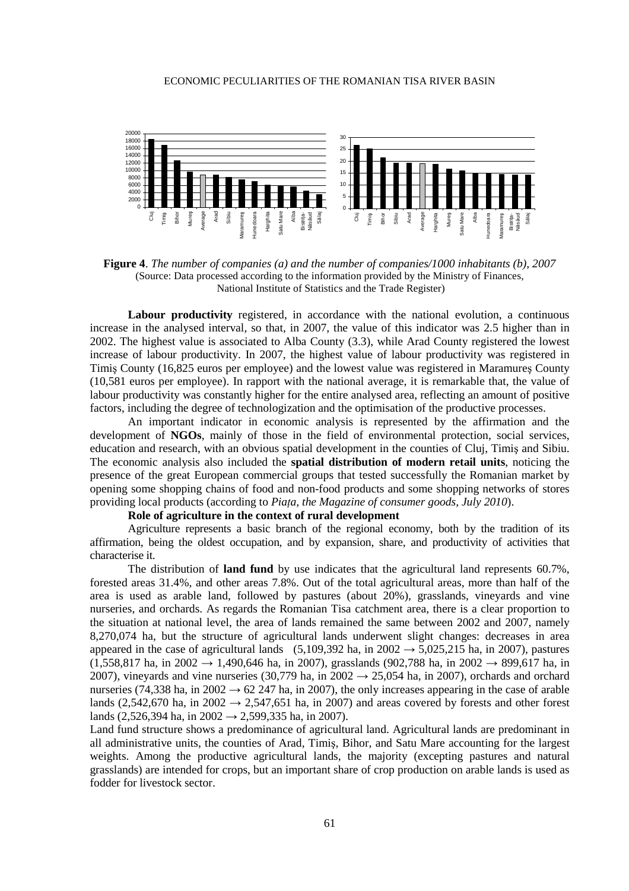**Figure 4**. *The number of companies (a) and the number of companies/1000 inhabitants (b), 2007*
(Source: Data processed according to the information provided by the Ministry of Finances, National Institute of Statistics and the Trade Register)

**Labour productivity** registered, in accordance with the national evolution, a continuous increase in the analysed interval, so that, in 2007, the value of this indicator was 2.5 higher than in 2002. The highest value is associated to Alba County (3.3), while Arad County registered the lowest increase of labour productivity. In 2007, the highest value of labour productivity was registered in Timiş County (16,825 euros per employee) and the lowest value was registered in Maramureş County (10,581 euros per employee). In rapport with the national average, it is remarkable that, the value of labour productivity was constantly higher for the entire analysed area, reflecting an amount of positive factors, including the degree of technologization and the optimisation of the productive processes.

An important indicator in economic analysis is represented by the affirmation and the development of **NGOs**, mainly of those in the field of environmental protection, social services, education and research, with an obvious spatial development in the counties of Cluj, Timiş and Sibiu. The economic analysis also included the **spatial distribution of modern retail units**, noticing the presence of the great European commercial groups that tested successfully the Romanian market by opening some shopping chains of food and non-food products and some shopping networks of stores providing local products (according to *Piaţa, the Magazine of consumer goods, July 2010*).

**Role of agriculture in the context of rural development**

Agriculture represents a basic branch of the regional economy, both by the tradition of its affirmation, being the oldest occupation, and by expansion, share, and productivity of activities that characterise it.

The distribution of **land fund** by use indicates that the agricultural land represents 60.7%, forested areas 31.4%, and other areas 7.8%. Out of the total agricultural areas, more than half of the area is used as arable land, followed by pastures (about 20%), grasslands, vineyards and vine nurseries, and orchards. As regards the Romanian Tisa catchment area, there is a clear proportion to the situation at national level, the area of lands remained the same between 2002 and 2007, namely 8,270,074 ha, but the structure of agricultural lands underwent slight changes: decreases in area appeared in the case of agricultural lands (5,109,392 ha, in 2002 → 5,025,215 ha, in 2007), pastures (1,558,817 ha, in 2002 → 1,490,646 ha, in 2007), grasslands (902,788 ha, in 2002 → 899,617 ha, in 2007), vineyards and vine nurseries (30,779 ha, in 2002 → 25,054 ha, in 2007), orchards and orchard nurseries (74,338 ha, in 2002 → 62 247 ha, in 2007), the only increases appearing in the case of arable lands (2,542,670 ha, in 2002 → 2,547,651 ha, in 2007) and areas covered by forests and other forest lands (2,526,394 ha, in 2002 → 2,599,335 ha, in 2007).

Land fund structure shows a predominance of agricultural land. Agricultural lands are predominant in all administrative units, the counties of Arad, Timiş, Bihor, and Satu Mare accounting for the largest weights. Among the productive agricultural lands, the majority (excepting pastures and natural grasslands) are intended for crops, but an important share of crop production on arable lands is used as fodder for livestock sector.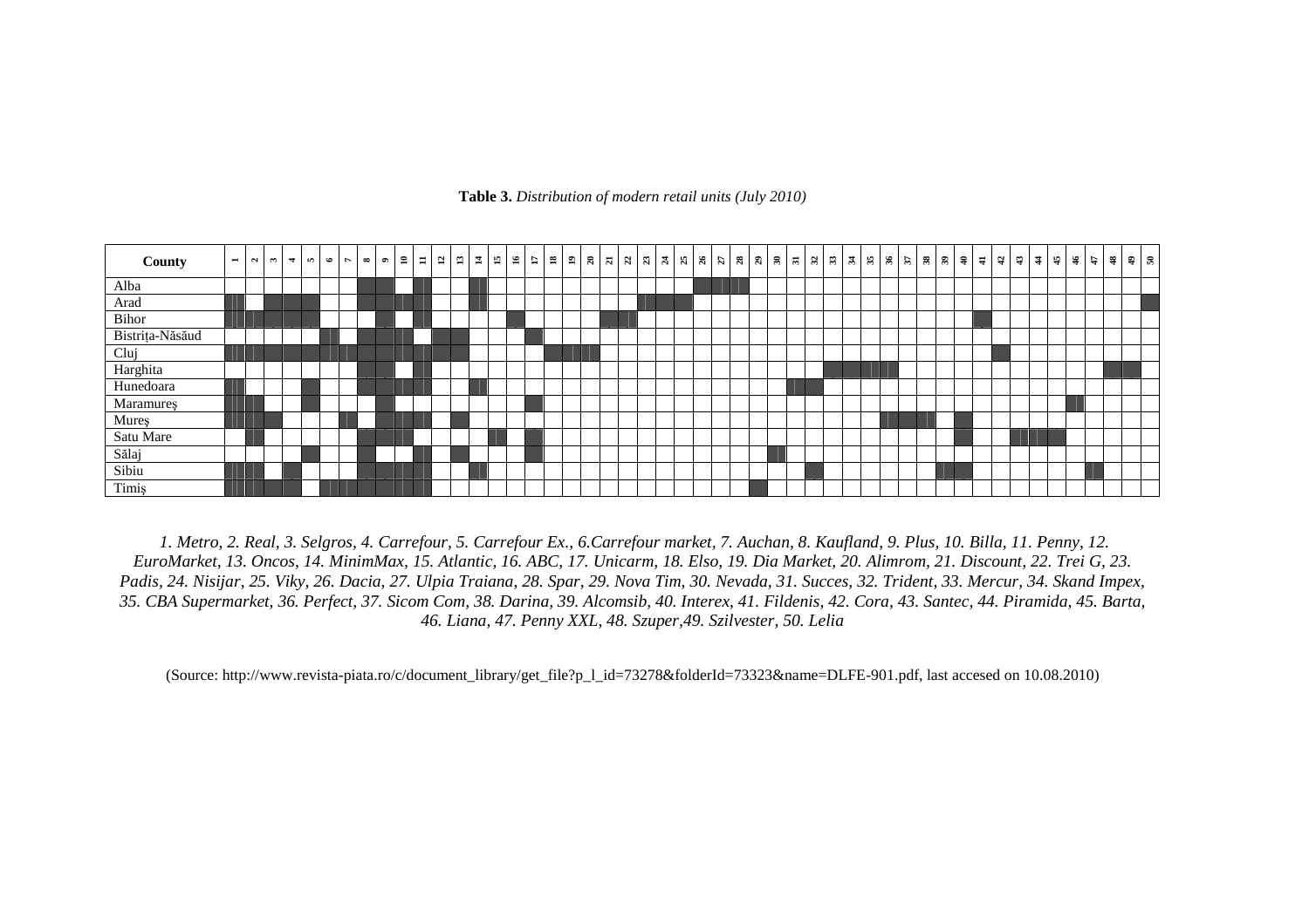**Table 3.** *Distribution of modern retail units (July 2010)*

| County | 1 | 2 | 3 | 4 | 5 | 6 | 7 | 8 | 9 | 10 | 11 | 12 | 13 | 14 | 15 | 16 | 17 | 18 | 19 | 20 | 21 | 22 | 23 | 24 | 25 | 26 | 27 | 28 | 29 | 30 | 31 | 32 | 33 | 34 | 35 | 36 | 37 | 38 | 39 | 40 | 41 | 42 | 43 | 44 | 45 | 46 | 47 | 48 | 49 | 50 |
|---|---|---|---|---|---|---|---|---|---|---|---|---|---|---|---|---|---|---|---|---|---|---|---|---|---|---|---|---|---|---|---|---|---|---|---|---|---|---|---|---|---|---|---|---|---|---|---|---|---|---|
| Alba | | | | | | | | ■ | ■ | | ■ | | | ■ | | | | | | | | | | | | ■ | ■ | ■ | | | | | | | | | | | | | | | | | | | | | | |
| Arad | ■ | | ■ | ■ | ■ | | | ■ | ■ | ■ | ■ | | | ■ | | | | | | | | | ■ | ■ | ■ | | | | | | | | | | | | | | | | | | | | | | | | | ■ |
| Bihor | ■ | ■ | ■ | ■ | ■ | | | | ■ | | ■ | | | | | ■ | | | | | ■ | ■ | | | | | | | | | | | | | | | | | | | ■ | | | | | | | | | |
| Bistrița-Năsăud | | | | | | ■ | | ■ | ■ | ■ | | ■ | ■ | | | | ■ | | | | | | | | | | | | | | | | | | | | | | | | | | | | | | | | | |
| Cluj | ■ | ■ | ■ | ■ | ■ | ■ | ■ | | ■ | | ■ | ■ | ■ | | | | | ■ | ■ | ■ | | | | | | | | | | | | | | | | | | | | | | ■ | | | | | | | | |
| Harghita | | | | | | | | ■ | ■ | | ■ | | | | | | | | | | | | | | | | | | | | | | ■ | ■ | ■ | ■ | | | | | | | | | | | | ■ | ■ | |
| Hunedoara | ■ | | | | ■ | | | ■ | ■ | ■ | ■ | | | ■ | | | | | | | | | | | | | | | | | ■ | ■ | | | | | | | | | | | | | | | | | | |
| Maramureș | ■ | ■ | | | ■ | | | | ■ | | ■ | | | | | | ■ | | | | | | | | | | | | | | | | | | | | | | | | | | | | | ■ | | | | |
| Mureș | ■ | ■ | ■ | | | | ■ | | ■ | ■ | ■ | | | | | | | | | | | | | | | | | | | | | | | | | ■ | ■ | ■ | | ■ | | | | | | | | | | |
| Satu Mare | | ■ | | | | | | ■ | ■ | ■ | | | | | ■ | | ■ | | | | | | | | | | | | | | | | | | | | | | | ■ | | | ■ | ■ | ■ | | | | | |
| Sălaj | | | | | ■ | | | ■ | | | ■ | | ■ | | | | ■ | | | | | | | | | | | | | ■ | | | | | | | | | | | | | | | | | | | | |
| Sibiu | ■ | ■ | | ■ | | | | ■ | ■ | ■ | ■ | | | ■ | | | | | | | | | | | | | | | | | | ■ | | | | | | | ■ | ■ | | | | | | | ■ | | | |
| Timiș | ■ | ■ | ■ | ■ | | ■ | ■ | ■ | ■ | ■ | ■ | | | | | | | | | | | | | | | | | | ■ | | | | | | | | | | | | | | | | | | | | | |

*1. Metro, 2. Real, 3. Selgros, 4. Carrefour, 5. Carrefour Ex., 6.Carrefour market, 7. Auchan, 8. Kaufland, 9. Plus, 10. Billa, 11. Penny, 12. EuroMarket, 13. Oncos, 14. MinimMax, 15. Atlantic, 16. ABC, 17. Unicarm, 18. Elso, 19. Dia Market, 20. Alimrom, 21. Discount, 22. Trei G, 23. Padis, 24. Nisijar, 25. Viky, 26. Dacia, 27. Ulpia Traiana, 28. Spar, 29. Nova Tim, 30. Nevada, 31. Succes, 32. Trident, 33. Mercur, 34. Skand Impex, 35. CBA Supermarket, 36. Perfect, 37. Sicom Com, 38. Darina, 39. Alcomsib, 40. Interex, 41. Fildenis, 42. Cora, 43. Santec, 44. Piramida, 45. Barta, 46. Liana, 47. Penny XXL, 48. Szuper,49. Szilvester, 50. Lelia*

(Source: http://www.revista-piata.ro/c/document_library/get_file?p_l_id=73278&folderId=73323&name=DLFE-901.pdf, last accesed on 10.08.2010)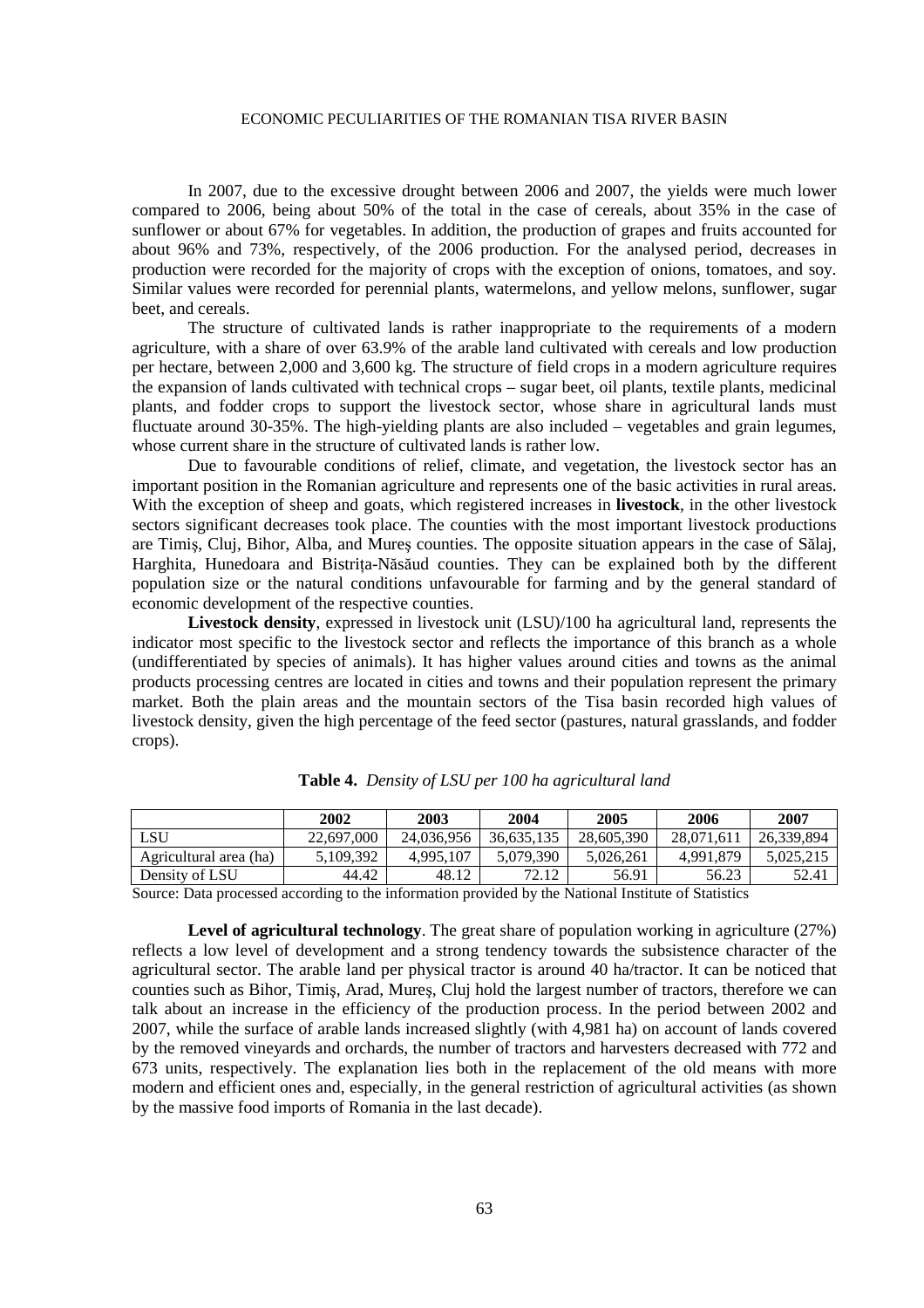In 2007, due to the excessive drought between 2006 and 2007, the yields were much lower compared to 2006, being about 50% of the total in the case of cereals, about 35% in the case of sunflower or about 67% for vegetables. In addition, the production of grapes and fruits accounted for about 96% and 73%, respectively, of the 2006 production. For the analysed period, decreases in production were recorded for the majority of crops with the exception of onions, tomatoes, and soy. Similar values were recorded for perennial plants, watermelons, and yellow melons, sunflower, sugar beet, and cereals.

The structure of cultivated lands is rather inappropriate to the requirements of a modern agriculture, with a share of over 63.9% of the arable land cultivated with cereals and low production per hectare, between 2,000 and 3,600 kg. The structure of field crops in a modern agriculture requires the expansion of lands cultivated with technical crops – sugar beet, oil plants, textile plants, medicinal plants, and fodder crops to support the livestock sector, whose share in agricultural lands must fluctuate around 30-35%. The high-yielding plants are also included – vegetables and grain legumes, whose current share in the structure of cultivated lands is rather low.

Due to favourable conditions of relief, climate, and vegetation, the livestock sector has an important position in the Romanian agriculture and represents one of the basic activities in rural areas. With the exception of sheep and goats, which registered increases in **livestock**, in the other livestock sectors significant decreases took place. The counties with the most important livestock productions are Timiş, Cluj, Bihor, Alba, and Mureş counties. The opposite situation appears in the case of Sălaj, Harghita, Hunedoara and Bistriţa-Năsăud counties. They can be explained both by the different population size or the natural conditions unfavourable for farming and by the general standard of economic development of the respective counties.

**Livestock density**, expressed in livestock unit (LSU)/100 ha agricultural land, represents the indicator most specific to the livestock sector and reflects the importance of this branch as a whole (undifferentiated by species of animals). It has higher values around cities and towns as the animal products processing centres are located in cities and towns and their population represent the primary market. Both the plain areas and the mountain sectors of the Tisa basin recorded high values of livestock density, given the high percentage of the feed sector (pastures, natural grasslands, and fodder crops).

**Table 4.** *Density of LSU per 100 ha agricultural land*

| | 2002 | 2003 | 2004 | 2005 | 2006 | 2007 |
|---|---|---|---|---|---|---|
| LSU | 22,697,000 | 24,036,956 | 36,635,135 | 28,605,390 | 28,071,611 | 26,339,894 |
| Agricultural area (ha) | 5,109,392 | 4,995,107 | 5,079,390 | 5,026,261 | 4,991,879 | 5,025,215 |
| Density of LSU | 44.42 | 48.12 | 72.12 | 56.91 | 56.23 | 52.41 |

Source: Data processed according to the information provided by the National Institute of Statistics

**Level of agricultural technology**. The great share of population working in agriculture (27%) reflects a low level of development and a strong tendency towards the subsistence character of the agricultural sector. The arable land per physical tractor is around 40 ha/tractor. It can be noticed that counties such as Bihor, Timiş, Arad, Mureş, Cluj hold the largest number of tractors, therefore we can talk about an increase in the efficiency of the production process. In the period between 2002 and 2007, while the surface of arable lands increased slightly (with 4,981 ha) on account of lands covered by the removed vineyards and orchards, the number of tractors and harvesters decreased with 772 and 673 units, respectively. The explanation lies both in the replacement of the old means with more modern and efficient ones and, especially, in the general restriction of agricultural activities (as shown by the massive food imports of Romania in the last decade).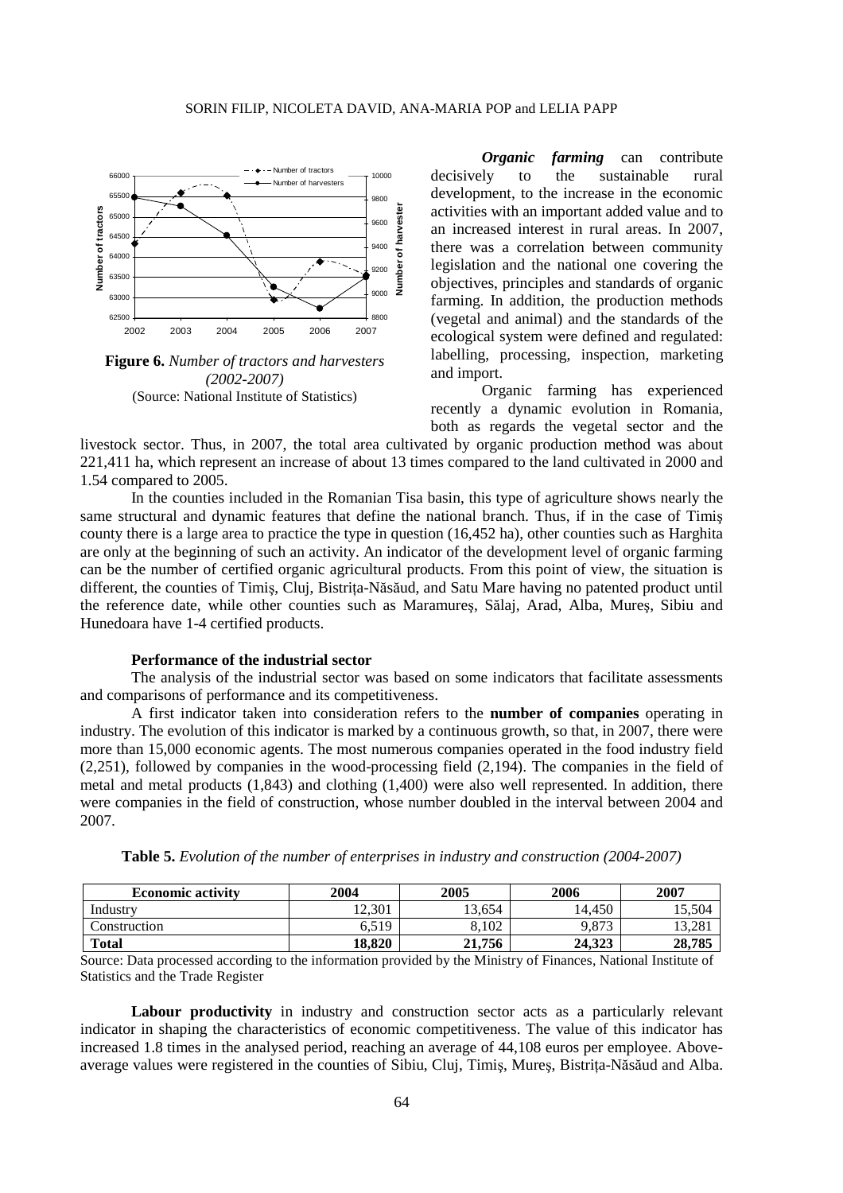**Figure 6.** *Number of tractors and harvesters (2002-2007)*
(Source: National Institute of Statistics)

***Organic farming*** can contribute decisively to the sustainable rural development, to the increase in the economic activities with an important added value and to an increased interest in rural areas. In 2007, there was a correlation between community legislation and the national one covering the objectives, principles and standards of organic farming. In addition, the production methods (vegetal and animal) and the standards of the ecological system were defined and regulated: labelling, processing, inspection, marketing and import.

Organic farming has experienced recently a dynamic evolution in Romania, both as regards the vegetal sector and the livestock sector. Thus, in 2007, the total area cultivated by organic production method was about 221,411 ha, which represent an increase of about 13 times compared to the land cultivated in 2000 and 1.54 compared to 2005.

In the counties included in the Romanian Tisa basin, this type of agriculture shows nearly the same structural and dynamic features that define the national branch. Thus, if in the case of Timiş county there is a large area to practice the type in question (16,452 ha), other counties such as Harghita are only at the beginning of such an activity. An indicator of the development level of organic farming can be the number of certified organic agricultural products. From this point of view, the situation is different, the counties of Timiş, Cluj, Bistriţa-Năsăud, and Satu Mare having no patented product until the reference date, while other counties such as Maramureş, Sălaj, Arad, Alba, Mureş, Sibiu and Hunedoara have 1-4 certified products.

#### Performance of the industrial sector

The analysis of the industrial sector was based on some indicators that facilitate assessments and comparisons of performance and its competitiveness.

A first indicator taken into consideration refers to the **number of companies** operating in industry. The evolution of this indicator is marked by a continuous growth, so that, in 2007, there were more than 15,000 economic agents. The most numerous companies operated in the food industry field (2,251), followed by companies in the wood-processing field (2,194). The companies in the field of metal and metal products (1,843) and clothing (1,400) were also well represented. In addition, there were companies in the field of construction, whose number doubled in the interval between 2004 and 2007.

**Table 5.** *Evolution of the number of enterprises in industry and construction (2004-2007)*

| Economic activity | 2004 | 2005 | 2006 | 2007 |
|---|---|---|---|---|
| Industry | 12,301 | 13,654 | 14,450 | 15,504 |
| Construction | 6,519 | 8,102 | 9,873 | 13,281 |
| **Total** | **18,820** | **21,756** | **24,323** | **28,785** |

Source: Data processed according to the information provided by the Ministry of Finances, National Institute of Statistics and the Trade Register

**Labour productivity** in industry and construction sector acts as a particularly relevant indicator in shaping the characteristics of economic competitiveness. The value of this indicator has increased 1.8 times in the analysed period, reaching an average of 44,108 euros per employee. Above-average values were registered in the counties of Sibiu, Cluj, Timiş, Mureş, Bistriţa-Năsăud and Alba.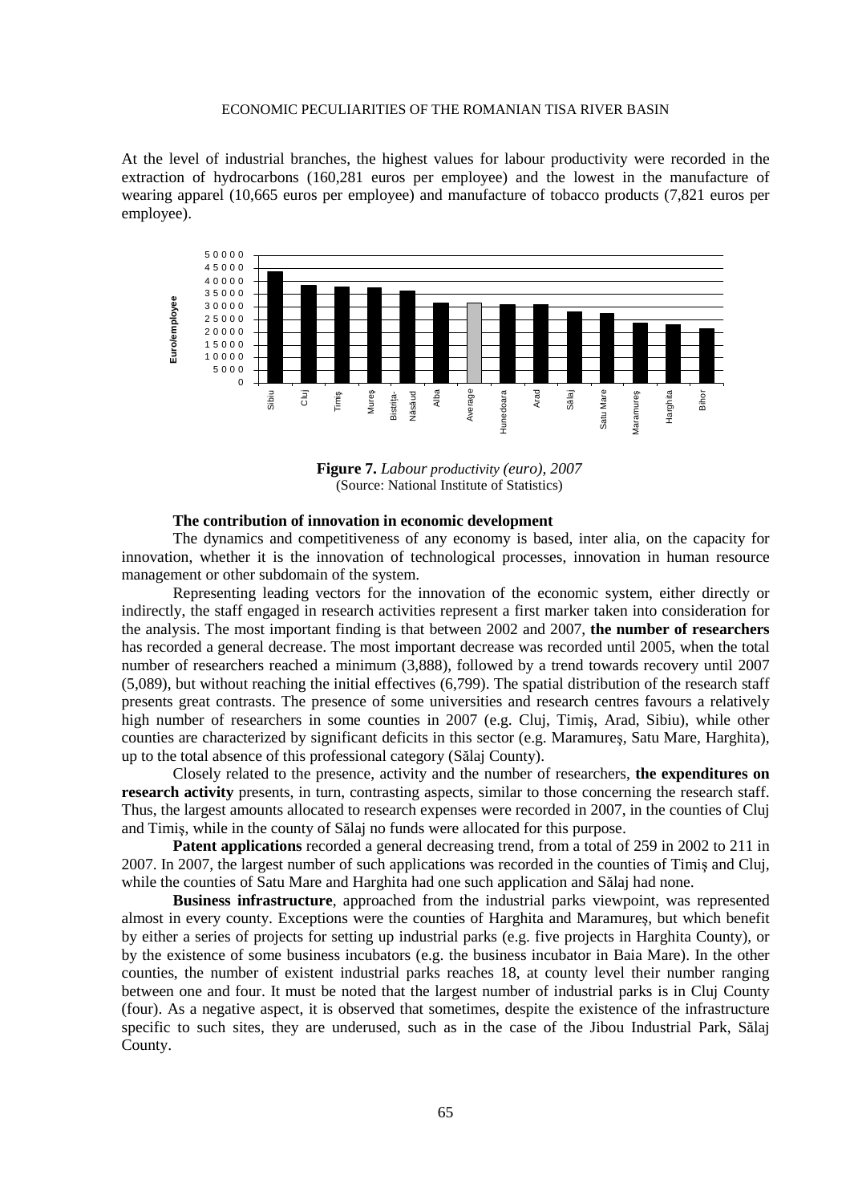At the level of industrial branches, the highest values for labour productivity were recorded in the extraction of hydrocarbons (160,281 euros per employee) and the lowest in the manufacture of wearing apparel (10,665 euros per employee) and manufacture of tobacco products (7,821 euros per employee).

**Figure 7.** *Labour productivity (euro), 2007*
(Source: National Institute of Statistics)

**The contribution of innovation in economic development**

The dynamics and competitiveness of any economy is based, inter alia, on the capacity for innovation, whether it is the innovation of technological processes, innovation in human resource management or other subdomain of the system.

Representing leading vectors for the innovation of the economic system, either directly or indirectly, the staff engaged in research activities represent a first marker taken into consideration for the analysis. The most important finding is that between 2002 and 2007, **the number of researchers** has recorded a general decrease. The most important decrease was recorded until 2005, when the total number of researchers reached a minimum (3,888), followed by a trend towards recovery until 2007 (5,089), but without reaching the initial effectives (6,799). The spatial distribution of the research staff presents great contrasts. The presence of some universities and research centres favours a relatively high number of researchers in some counties in 2007 (e.g. Cluj, Timiş, Arad, Sibiu), while other counties are characterized by significant deficits in this sector (e.g. Maramureş, Satu Mare, Harghita), up to the total absence of this professional category (Sălaj County).

Closely related to the presence, activity and the number of researchers, **the expenditures on research activity** presents, in turn, contrasting aspects, similar to those concerning the research staff. Thus, the largest amounts allocated to research expenses were recorded in 2007, in the counties of Cluj and Timiş, while in the county of Sălaj no funds were allocated for this purpose.

**Patent applications** recorded a general decreasing trend, from a total of 259 in 2002 to 211 in 2007. In 2007, the largest number of such applications was recorded in the counties of Timiş and Cluj, while the counties of Satu Mare and Harghita had one such application and Sălaj had none.

**Business infrastructure**, approached from the industrial parks viewpoint, was represented almost in every county. Exceptions were the counties of Harghita and Maramureş, but which benefit by either a series of projects for setting up industrial parks (e.g. five projects in Harghita County), or by the existence of some business incubators (e.g. the business incubator in Baia Mare). In the other counties, the number of existent industrial parks reaches 18, at county level their number ranging between one and four. It must be noted that the largest number of industrial parks is in Cluj County (four). As a negative aspect, it is observed that sometimes, despite the existence of the infrastructure specific to such sites, they are underused, such as in the case of the Jibou Industrial Park, Sălaj County.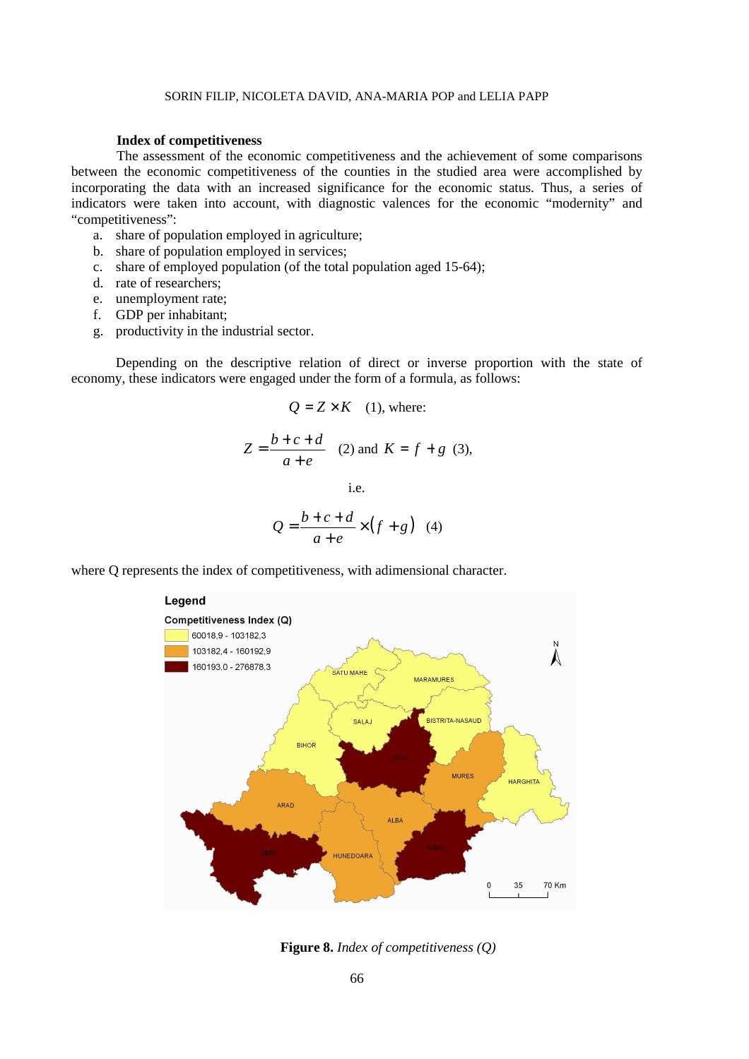**Index of competitiveness**

The assessment of the economic competitiveness and the achievement of some comparisons between the economic competitiveness of the counties in the studied area were accomplished by incorporating the data with an increased significance for the economic status. Thus, a series of indicators were taken into account, with diagnostic valences for the economic "modernity" and "competitiveness":

a. share of population employed in agriculture;
b. share of population employed in services;
c. share of employed population (of the total population aged 15-64);
d. rate of researchers;
e. unemployment rate;
f. GDP per inhabitant;
g. productivity in the industrial sector.

Depending on the descriptive relation of direct or inverse proportion with the state of economy, these indicators were engaged under the form of a formula, as follows:

$$Q = Z \times K \quad (1), \text{ where:}$$

$$Z = \frac{b + c + d}{a + e} \quad (2) \text{ and } K = f + g \quad (3),$$

i.e.

$$Q = \frac{b + c + d}{a + e} \times (f + g) \quad (4)$$

where Q represents the index of competitiveness, with adimensional character.

Legend

Competitiveness Index (Q)

60018,9 - 103182,3

103182,4 - 160192,9

160193,0 - 276878,3

**Figure 8.** *Index of competitiveness (Q)*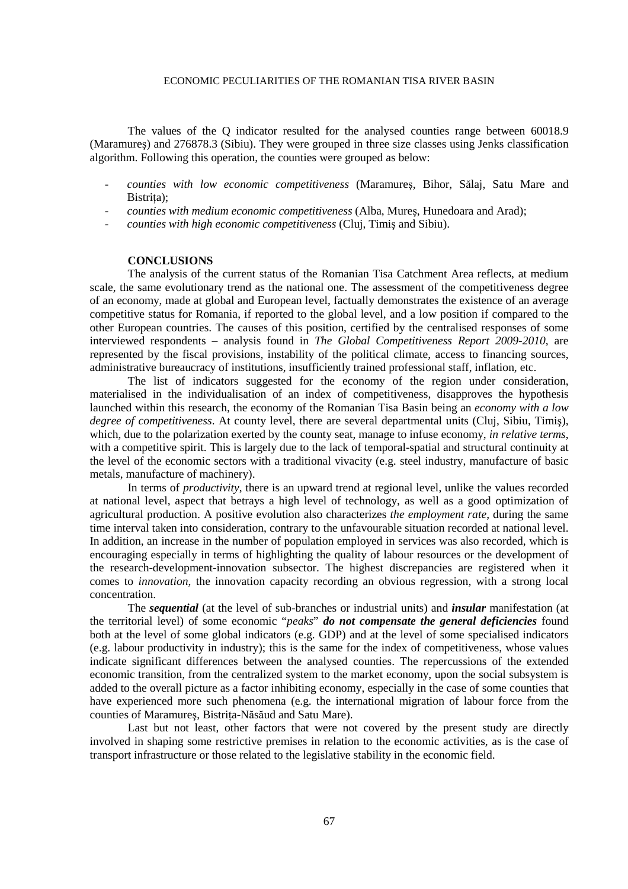The values of the Q indicator resulted for the analysed counties range between 60018.9 (Maramureş) and 276878.3 (Sibiu). They were grouped in three size classes using Jenks classification algorithm. Following this operation, the counties were grouped as below:

- *counties with low economic competitiveness* (Maramureş, Bihor, Sălaj, Satu Mare and Bistrița);
- *counties with medium economic competitiveness* (Alba, Mureş, Hunedoara and Arad);
- *counties with high economic competitiveness* (Cluj, Timiş and Sibiu).

## CONCLUSIONS

The analysis of the current status of the Romanian Tisa Catchment Area reflects, at medium scale, the same evolutionary trend as the national one. The assessment of the competitiveness degree of an economy, made at global and European level, factually demonstrates the existence of an average competitive status for Romania, if reported to the global level, and a low position if compared to the other European countries. The causes of this position, certified by the centralised responses of some interviewed respondents – analysis found in *The Global Competitiveness Report 2009-2010*, are represented by the fiscal provisions, instability of the political climate, access to financing sources, administrative bureaucracy of institutions, insufficiently trained professional staff, inflation, etc.

The list of indicators suggested for the economy of the region under consideration, materialised in the individualisation of an index of competitiveness, disapproves the hypothesis launched within this research, the economy of the Romanian Tisa Basin being an *economy with a low degree of competitiveness*. At county level, there are several departmental units (Cluj, Sibiu, Timiş), which, due to the polarization exerted by the county seat, manage to infuse economy, *in relative terms*, with a competitive spirit. This is largely due to the lack of temporal-spatial and structural continuity at the level of the economic sectors with a traditional vivacity (e.g. steel industry, manufacture of basic metals, manufacture of machinery).

In terms of *productivity*, there is an upward trend at regional level, unlike the values recorded at national level, aspect that betrays a high level of technology, as well as a good optimization of agricultural production. A positive evolution also characterizes *the employment rate*, during the same time interval taken into consideration, contrary to the unfavourable situation recorded at national level. In addition, an increase in the number of population employed in services was also recorded, which is encouraging especially in terms of highlighting the quality of labour resources or the development of the research-development-innovation subsector. The highest discrepancies are registered when it comes to *innovation*, the innovation capacity recording an obvious regression, with a strong local concentration.

The ***sequential*** (at the level of sub-branches or industrial units) and ***insular*** manifestation (at the territorial level) of some economic "*peaks*" ***do not compensate the general deficiencies*** found both at the level of some global indicators (e.g. GDP) and at the level of some specialised indicators (e.g. labour productivity in industry); this is the same for the index of competitiveness, whose values indicate significant differences between the analysed counties. The repercussions of the extended economic transition, from the centralized system to the market economy, upon the social subsystem is added to the overall picture as a factor inhibiting economy, especially in the case of some counties that have experienced more such phenomena (e.g. the international migration of labour force from the counties of Maramureş, Bistrița-Năsăud and Satu Mare).

Last but not least, other factors that were not covered by the present study are directly involved in shaping some restrictive premises in relation to the economic activities, as is the case of transport infrastructure or those related to the legislative stability in the economic field.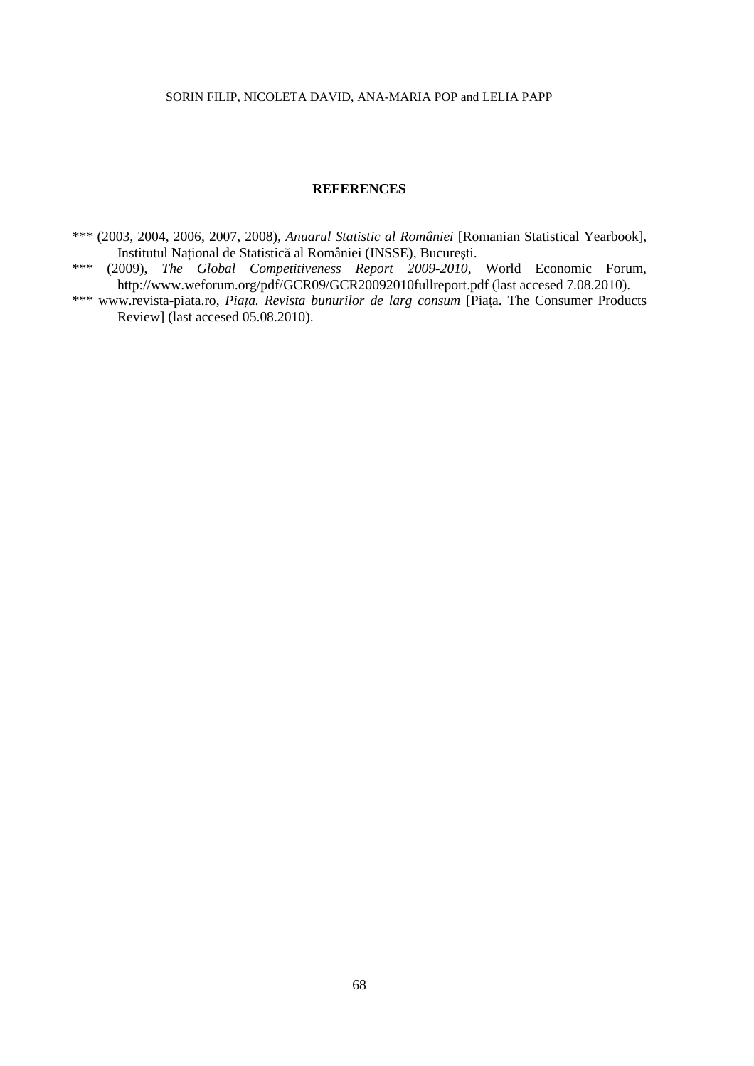## REFERENCES

*** (2003, 2004, 2006, 2007, 2008), *Anuarul Statistic al României* [Romanian Statistical Yearbook], Institutul Național de Statistică al României (INSSE), București.

*** (2009), *The Global Competitiveness Report 2009-2010*, World Economic Forum, http://www.weforum.org/pdf/GCR09/GCR20092010fullreport.pdf (last accesed 7.08.2010).

*** www.revista-piata.ro, *Piața. Revista bunurilor de larg consum* [Piața. The Consumer Products Review] (last accesed 05.08.2010).